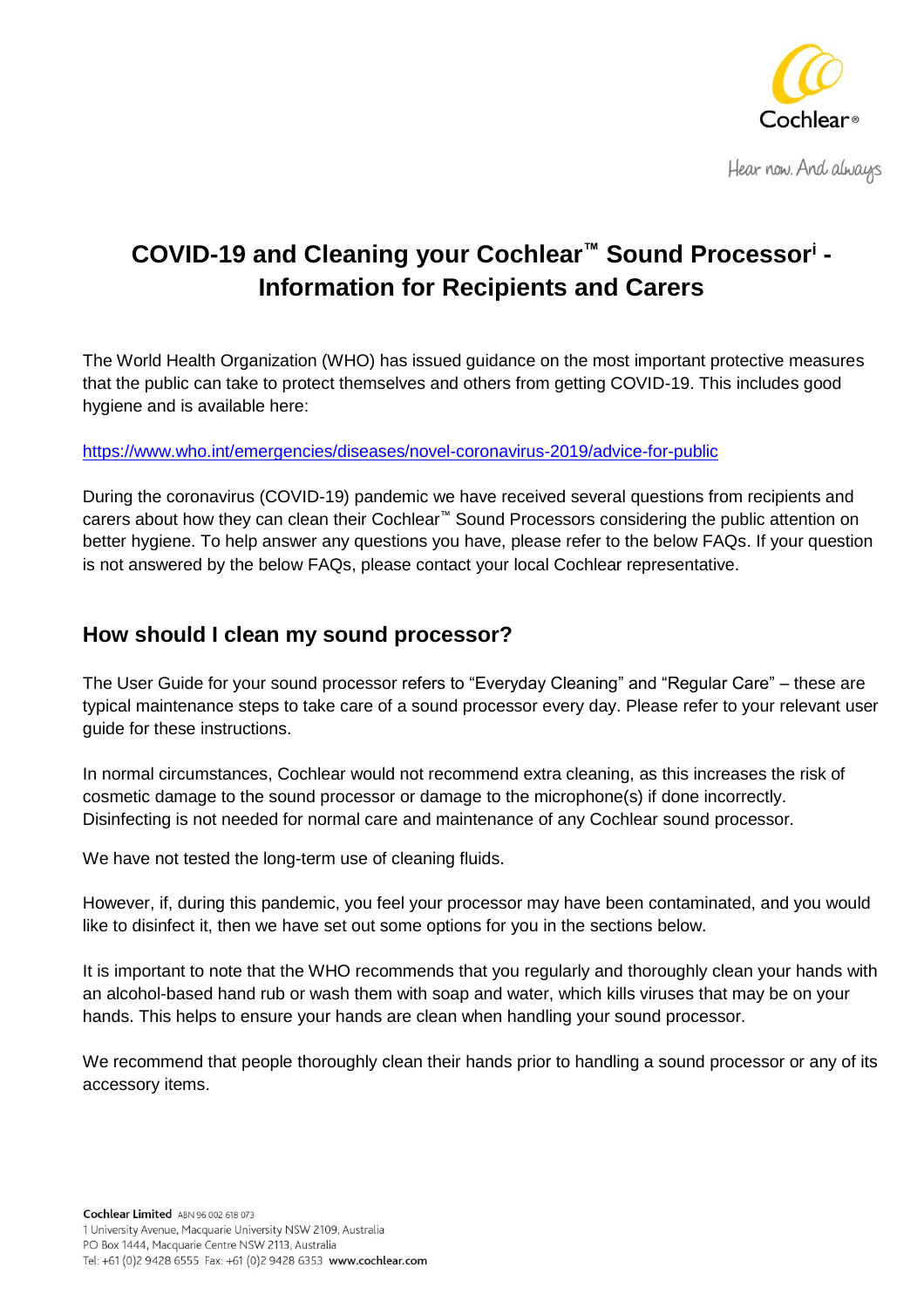# COVID-19 and Cleaning your Cochlear™ Sound Processor[i] - Information for Recipients and Carers

The World Health Organization (WHO) has issued guidance on the most important protective measures that the public can take to protect themselves and others from getting COVID-19. This includes good hygiene and is available here:

https://www.who.int/emergencies/diseases/novel-coronavirus-2019/advice-for-public

During the coronavirus (COVID-19) pandemic we have received several questions from recipients and carers about how they can clean their Cochlear™ Sound Processors considering the public attention on better hygiene. To help answer any questions you have, please refer to the below FAQs. If your question is not answered by the below FAQs, please contact your local Cochlear representative.

## How should I clean my sound processor?

The User Guide for your sound processor refers to "Everyday Cleaning" and "Regular Care" – these are typical maintenance steps to take care of a sound processor every day. Please refer to your relevant user guide for these instructions.

In normal circumstances, Cochlear would not recommend extra cleaning, as this increases the risk of cosmetic damage to the sound processor or damage to the microphone(s) if done incorrectly. Disinfecting is not needed for normal care and maintenance of any Cochlear sound processor.

We have not tested the long-term use of cleaning fluids.

However, if, during this pandemic, you feel your processor may have been contaminated, and you would like to disinfect it, then we have set out some options for you in the sections below.

It is important to note that the WHO recommends that you regularly and thoroughly clean your hands with an alcohol-based hand rub or wash them with soap and water, which kills viruses that may be on your hands. This helps to ensure your hands are clean when handling your sound processor.

We recommend that people thoroughly clean their hands prior to handling a sound processor or any of its accessory items.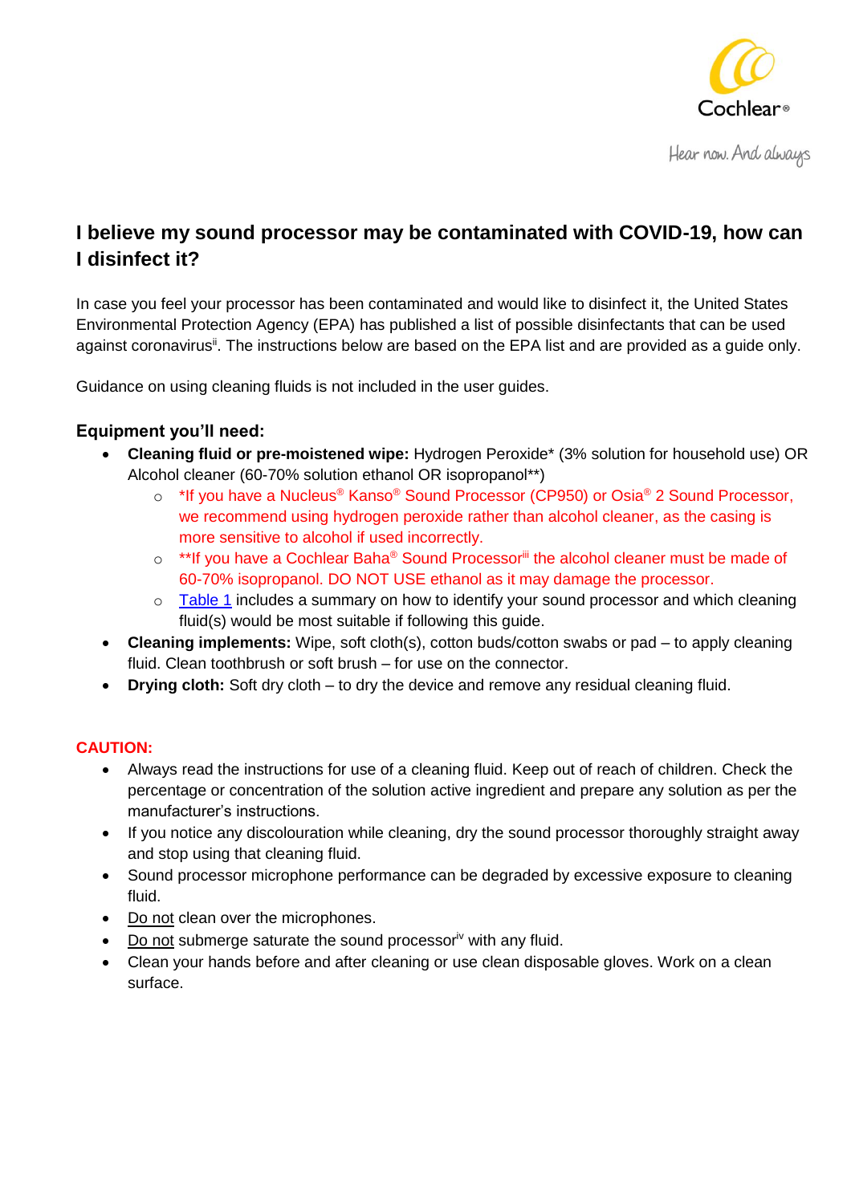## I believe my sound processor may be contaminated with COVID-19, how can I disinfect it?

In case you feel your processor has been contaminated and would like to disinfect it, the United States Environmental Protection Agency (EPA) has published a list of possible disinfectants that can be used against coronavirus[ii]. The instructions below are based on the EPA list and are provided as a guide only.

Guidance on using cleaning fluids is not included in the user guides.

### Equipment you'll need:

- **Cleaning fluid or pre-moistened wipe:** Hydrogen Peroxide* (3% solution for household use) OR Alcohol cleaner (60-70% solution ethanol OR isopropanol**)
  - *If you have a Nucleus® Kanso® Sound Processor (CP950) or Osia® 2 Sound Processor, we recommend using hydrogen peroxide rather than alcohol cleaner, as the casing is more sensitive to alcohol if used incorrectly.
  - **If you have a Cochlear Baha® Sound Processor[iii] the alcohol cleaner must be made of 60-70% isopropanol. DO NOT USE ethanol as it may damage the processor.
  - Table 1 includes a summary on how to identify your sound processor and which cleaning fluid(s) would be most suitable if following this guide.
- **Cleaning implements:** Wipe, soft cloth(s), cotton buds/cotton swabs or pad – to apply cleaning fluid. Clean toothbrush or soft brush – for use on the connector.
- **Drying cloth:** Soft dry cloth – to dry the device and remove any residual cleaning fluid.

**CAUTION:**

- Always read the instructions for use of a cleaning fluid. Keep out of reach of children. Check the percentage or concentration of the solution active ingredient and prepare any solution as per the manufacturer's instructions.
- If you notice any discolouration while cleaning, dry the sound processor thoroughly straight away and stop using that cleaning fluid.
- Sound processor microphone performance can be degraded by excessive exposure to cleaning fluid.
- Do not clean over the microphones.
- Do not submerge saturate the sound processor[iv] with any fluid.
- Clean your hands before and after cleaning or use clean disposable gloves. Work on a clean surface.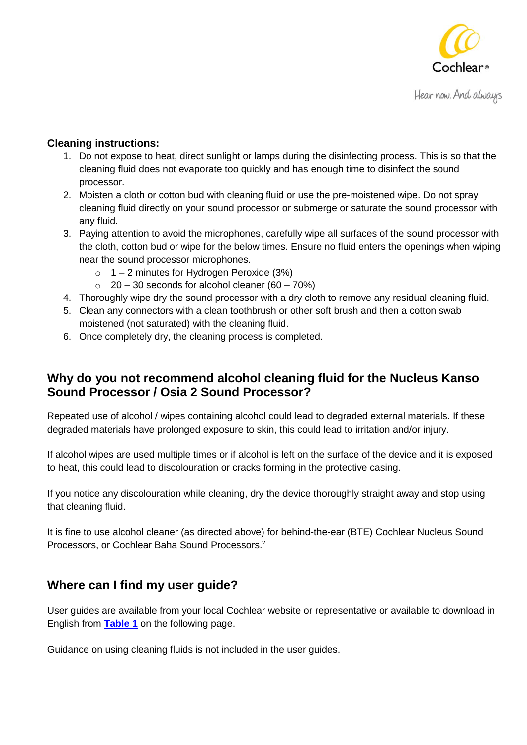**Cleaning instructions:**

1. Do not expose to heat, direct sunlight or lamps during the disinfecting process. This is so that the cleaning fluid does not evaporate too quickly and has enough time to disinfect the sound processor.
2. Moisten a cloth or cotton bud with cleaning fluid or use the pre-moistened wipe. Do not spray cleaning fluid directly on your sound processor or submerge or saturate the sound processor with any fluid.
3. Paying attention to avoid the microphones, carefully wipe all surfaces of the sound processor with the cloth, cotton bud or wipe for the below times. Ensure no fluid enters the openings when wiping near the sound processor microphones.
   - 1 – 2 minutes for Hydrogen Peroxide (3%)
   - 20 – 30 seconds for alcohol cleaner (60 – 70%)
4. Thoroughly wipe dry the sound processor with a dry cloth to remove any residual cleaning fluid.
5. Clean any connectors with a clean toothbrush or other soft brush and then a cotton swab moistened (not saturated) with the cleaning fluid.
6. Once completely dry, the cleaning process is completed.

## Why do you not recommend alcohol cleaning fluid for the Nucleus Kanso Sound Processor / Osia 2 Sound Processor?

Repeated use of alcohol / wipes containing alcohol could lead to degraded external materials. If these degraded materials have prolonged exposure to skin, this could lead to irritation and/or injury.

If alcohol wipes are used multiple times or if alcohol is left on the surface of the device and it is exposed to heat, this could lead to discolouration or cracks forming in the protective casing.

If you notice any discolouration while cleaning, dry the device thoroughly straight away and stop using that cleaning fluid.

It is fine to use alcohol cleaner (as directed above) for behind-the-ear (BTE) Cochlear Nucleus Sound Processors, or Cochlear Baha Sound Processors.[v]

## Where can I find my user guide?

User guides are available from your local Cochlear website or representative or available to download in English from **Table 1** on the following page.

Guidance on using cleaning fluids is not included in the user guides.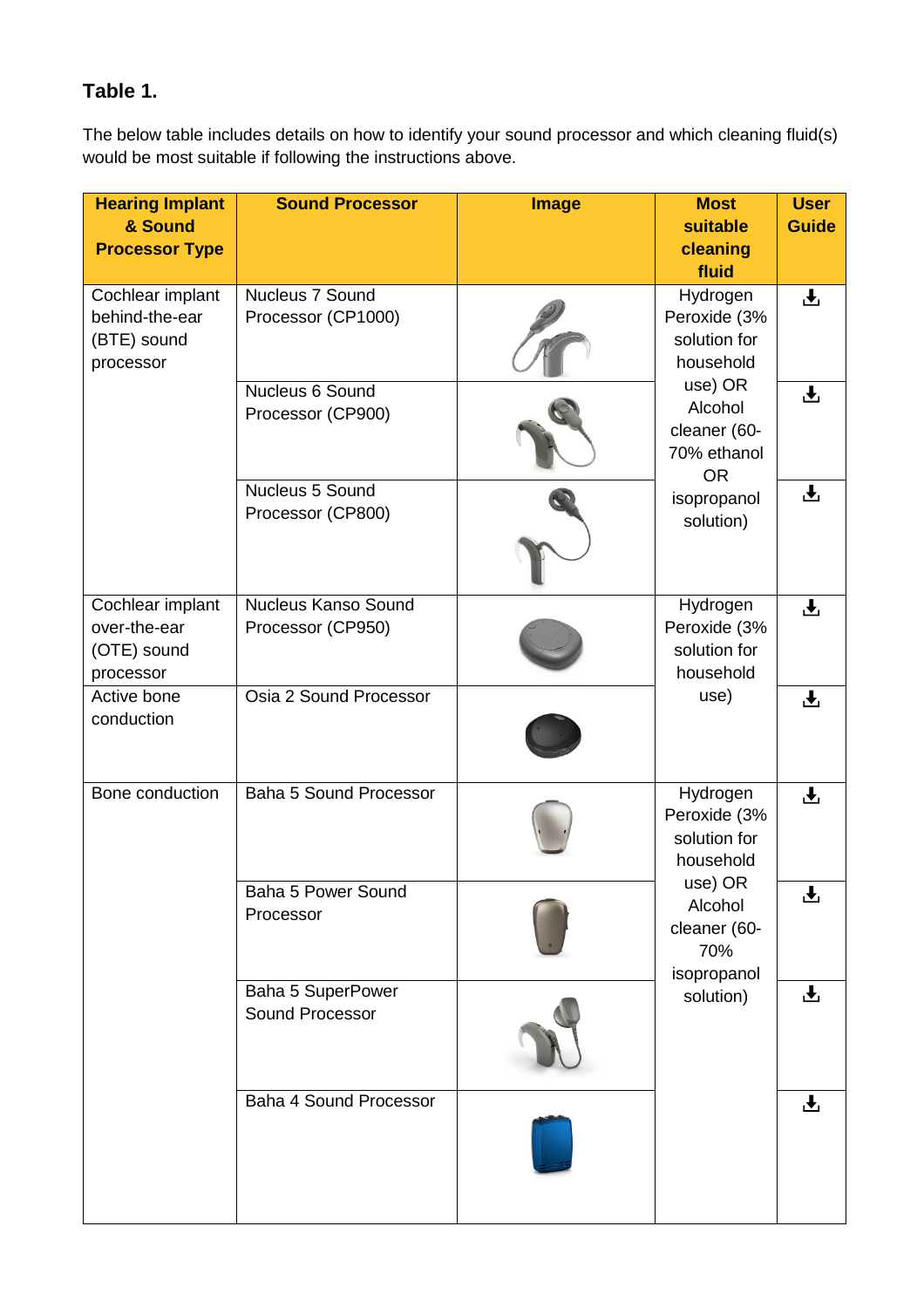## Table 1.

The below table includes details on how to identify your sound processor and which cleaning fluid(s) would be most suitable if following the instructions above.

| Hearing Implant & Sound Processor Type | Sound Processor | Image | Most suitable cleaning fluid | User Guide |
|---|---|---|---|---|
| Cochlear implant behind-the-ear (BTE) sound processor | Nucleus 7 Sound Processor (CP1000) | | Hydrogen Peroxide (3% solution for household use) OR Alcohol cleaner (60-70% ethanol OR isopropanol solution) | ⬇ |
| | Nucleus 6 Sound Processor (CP900) | | | ⬇ |
| | Nucleus 5 Sound Processor (CP800) | | | ⬇ |
| Cochlear implant over-the-ear (OTE) sound processor | Nucleus Kanso Sound Processor (CP950) | | Hydrogen Peroxide (3% solution for household use) | ⬇ |
| Active bone conduction | Osia 2 Sound Processor | | | ⬇ |
| Bone conduction | Baha 5 Sound Processor | | Hydrogen Peroxide (3% solution for household use) OR Alcohol cleaner (60-70% isopropanol solution) | ⬇ |
| | Baha 5 Power Sound Processor | | | ⬇ |
| | Baha 5 SuperPower Sound Processor | | | ⬇ |
| | Baha 4 Sound Processor | | | ⬇ |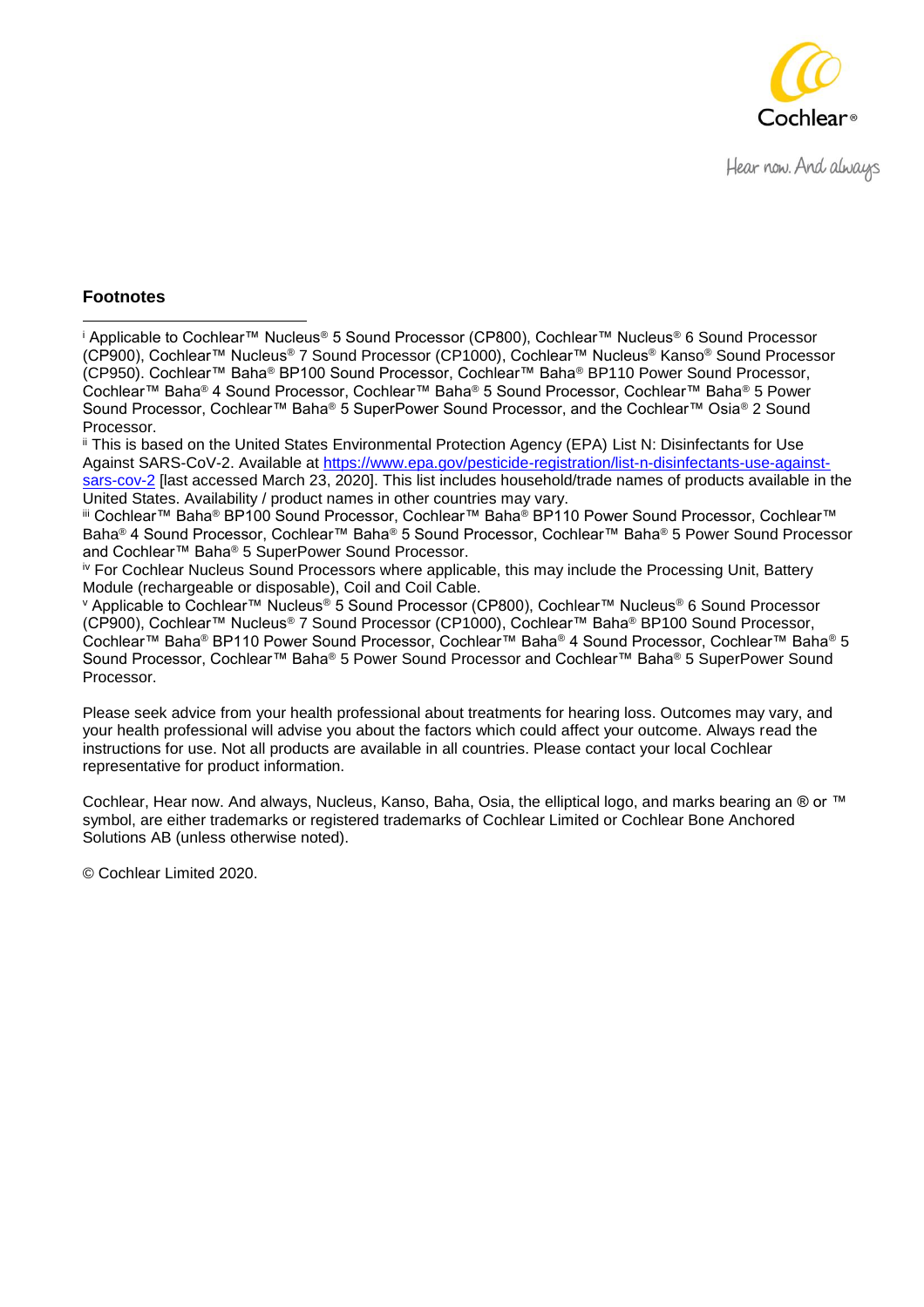## Footnotes

[i] Applicable to Cochlear™ Nucleus® 5 Sound Processor (CP800), Cochlear™ Nucleus® 6 Sound Processor (CP900), Cochlear™ Nucleus® 7 Sound Processor (CP1000), Cochlear™ Nucleus® Kanso® Sound Processor (CP950). Cochlear™ Baha® BP100 Sound Processor, Cochlear™ Baha® BP110 Power Sound Processor, Cochlear™ Baha® 4 Sound Processor, Cochlear™ Baha® 5 Sound Processor, Cochlear™ Baha® 5 Power Sound Processor, Cochlear™ Baha® 5 SuperPower Sound Processor, and the Cochlear™ Osia® 2 Sound Processor.

[ii] This is based on the United States Environmental Protection Agency (EPA) List N: Disinfectants for Use Against SARS-CoV-2. Available at https://www.epa.gov/pesticide-registration/list-n-disinfectants-use-against-sars-cov-2 [last accessed March 23, 2020]. This list includes household/trade names of products available in the United States. Availability / product names in other countries may vary.

[iii] Cochlear™ Baha® BP100 Sound Processor, Cochlear™ Baha® BP110 Power Sound Processor, Cochlear™ Baha® 4 Sound Processor, Cochlear™ Baha® 5 Sound Processor, Cochlear™ Baha® 5 Power Sound Processor and Cochlear™ Baha® 5 SuperPower Sound Processor.

[iv] For Cochlear Nucleus Sound Processors where applicable, this may include the Processing Unit, Battery Module (rechargeable or disposable), Coil and Coil Cable.

[v] Applicable to Cochlear™ Nucleus® 5 Sound Processor (CP800), Cochlear™ Nucleus® 6 Sound Processor (CP900), Cochlear™ Nucleus® 7 Sound Processor (CP1000), Cochlear™ Baha® BP100 Sound Processor, Cochlear™ Baha® BP110 Power Sound Processor, Cochlear™ Baha® 4 Sound Processor, Cochlear™ Baha® 5 Sound Processor, Cochlear™ Baha® 5 Power Sound Processor and Cochlear™ Baha® 5 SuperPower Sound Processor.

Please seek advice from your health professional about treatments for hearing loss. Outcomes may vary, and your health professional will advise you about the factors which could affect your outcome. Always read the instructions for use. Not all products are available in all countries. Please contact your local Cochlear representative for product information.

Cochlear, Hear now. And always, Nucleus, Kanso, Baha, Osia, the elliptical logo, and marks bearing an ® or ™ symbol, are either trademarks or registered trademarks of Cochlear Limited or Cochlear Bone Anchored Solutions AB (unless otherwise noted).

© Cochlear Limited 2020.